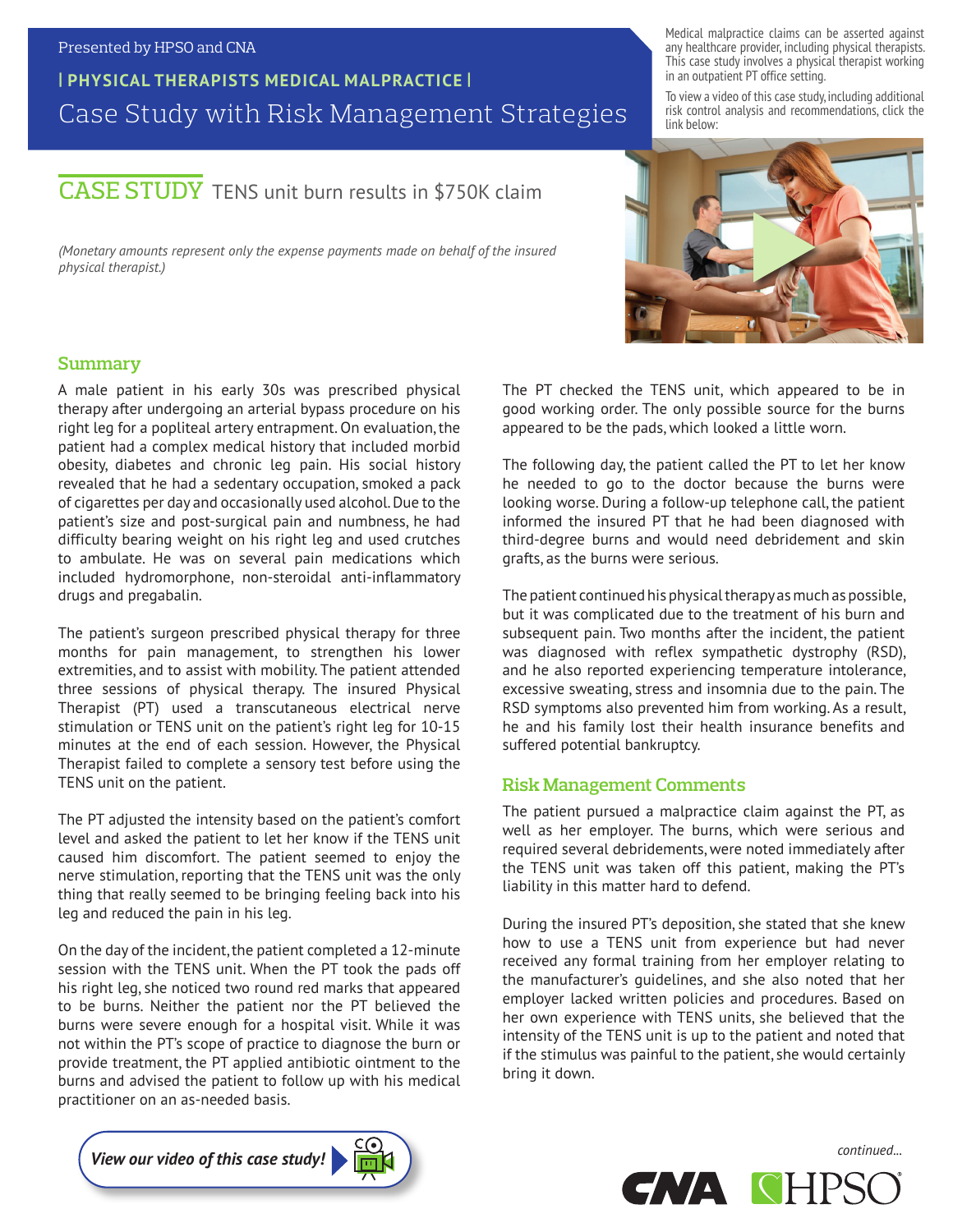Presented by HPSO and CNA

**| PHYSICAL THERAPISTS MEDICAL MALPRACTICE |**

# Case Study with Risk Management Strategies

Medical malpractice claims can be asserted against any healthcare provider, including physical therapists. This case study involves a physical therapist working in an outpatient PT office setting.

To view a video of this case study, including additional risk control analysis and recommendations, click the link below:

## CASE STUDY TENS unit burn results in $750K claim

*(Monetary amounts represent only the expense payments made on behalf of the insured physical therapist.)*

### Summary

A male patient in his early 30s was prescribed physical therapy after undergoing an arterial bypass procedure on his right leg for a popliteal artery entrapment. On evaluation, the patient had a complex medical history that included morbid obesity, diabetes and chronic leg pain. His social history revealed that he had a sedentary occupation, smoked a pack of cigarettes per day and occasionally used alcohol. Due to the patient's size and post-surgical pain and numbness, he had difficulty bearing weight on his right leg and used crutches to ambulate. He was on several pain medications which included hydromorphone, non-steroidal anti-inflammatory drugs and pregabalin.

The patient's surgeon prescribed physical therapy for three months for pain management, to strengthen his lower extremities, and to assist with mobility. The patient attended three sessions of physical therapy. The insured Physical Therapist (PT) used a transcutaneous electrical nerve stimulation or TENS unit on the patient's right leg for 10-15 minutes at the end of each session. However, the Physical Therapist failed to complete a sensory test before using the TENS unit on the patient.

The PT adjusted the intensity based on the patient's comfort level and asked the patient to let her know if the TENS unit caused him discomfort. The patient seemed to enjoy the nerve stimulation, reporting that the TENS unit was the only thing that really seemed to be bringing feeling back into his leg and reduced the pain in his leg.

On the day of the incident, the patient completed a 12-minute session with the TENS unit. When the PT took the pads off his right leg, she noticed two round red marks that appeared to be burns. Neither the patient nor the PT believed the burns were severe enough for a hospital visit. While it was not within the PT's scope of practice to diagnose the burn or provide treatment, the PT applied antibiotic ointment to the burns and advised the patient to follow up with his medical practitioner on an as-needed basis.

The PT checked the TENS unit, which appeared to be in good working order. The only possible source for the burns appeared to be the pads, which looked a little worn.

The following day, the patient called the PT to let her know he needed to go to the doctor because the burns were looking worse. During a follow-up telephone call, the patient informed the insured PT that he had been diagnosed with third-degree burns and would need debridement and skin grafts, as the burns were serious.

The patient continued his physical therapy as much as possible, but it was complicated due to the treatment of his burn and subsequent pain. Two months after the incident, the patient was diagnosed with reflex sympathetic dystrophy (RSD), and he also reported experiencing temperature intolerance, excessive sweating, stress and insomnia due to the pain. The RSD symptoms also prevented him from working. As a result, he and his family lost their health insurance benefits and suffered potential bankruptcy.

### Risk Management Comments

The patient pursued a malpractice claim against the PT, as well as her employer. The burns, which were serious and required several debridements, were noted immediately after the TENS unit was taken off this patient, making the PT's liability in this matter hard to defend.

During the insured PT's deposition, she stated that she knew how to use a TENS unit from experience but had never received any formal training from her employer relating to the manufacturer's guidelines, and she also noted that her employer lacked written policies and procedures. Based on her own experience with TENS units, she believed that the intensity of the TENS unit is up to the patient and noted that if the stimulus was painful to the patient, she would certainly bring it down.

*View our video of this case study!*

*continued...*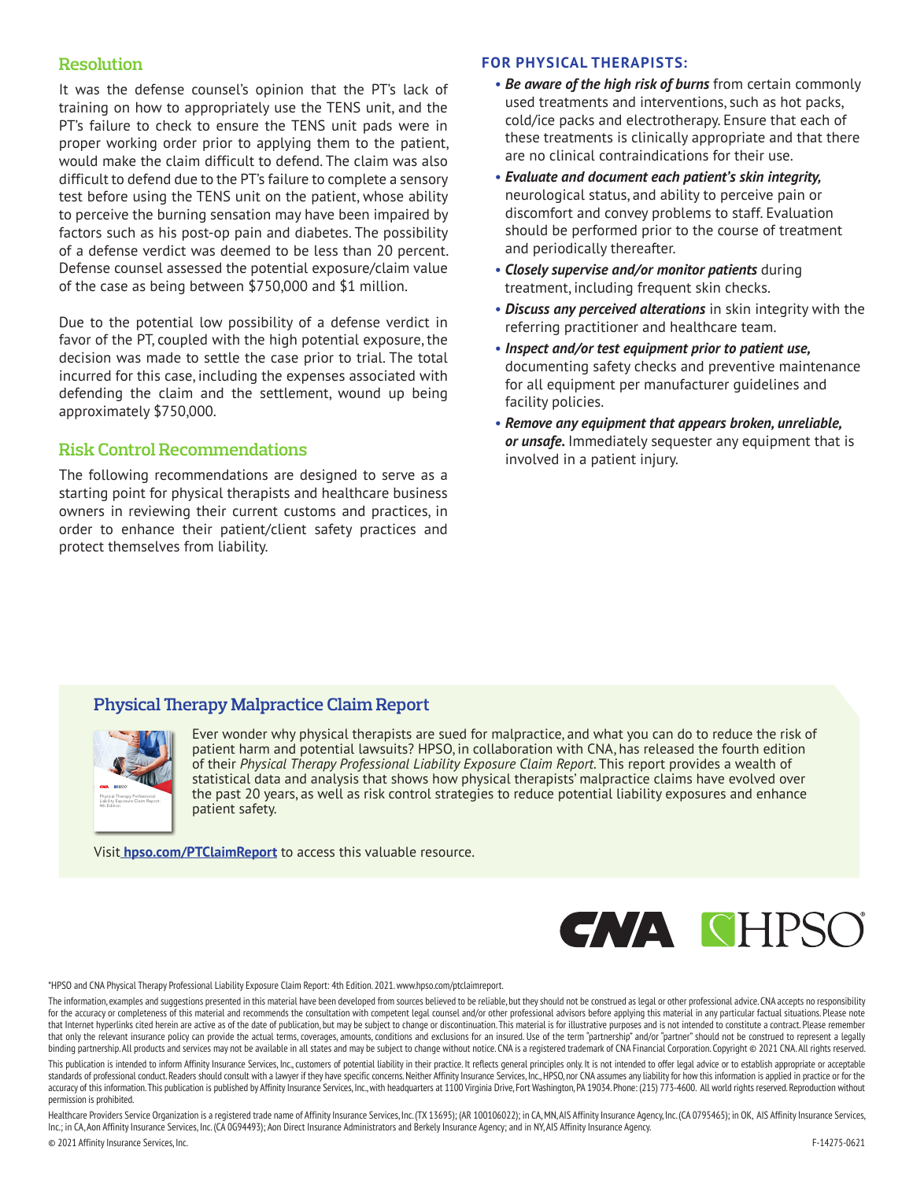## Resolution

It was the defense counsel's opinion that the PT's lack of training on how to appropriately use the TENS unit, and the PT's failure to check to ensure the TENS unit pads were in proper working order prior to applying them to the patient, would make the claim difficult to defend. The claim was also difficult to defend due to the PT's failure to complete a sensory test before using the TENS unit on the patient, whose ability to perceive the burning sensation may have been impaired by factors such as his post-op pain and diabetes. The possibility of a defense verdict was deemed to be less than 20 percent. Defense counsel assessed the potential exposure/claim value of the case as being between $750,000 and $1 million.

Due to the potential low possibility of a defense verdict in favor of the PT, coupled with the high potential exposure, the decision was made to settle the case prior to trial. The total incurred for this case, including the expenses associated with defending the claim and the settlement, wound up being approximately $750,000.

## Risk Control Recommendations

The following recommendations are designed to serve as a starting point for physical therapists and healthcare business owners in reviewing their current customs and practices, in order to enhance their patient/client safety practices and protect themselves from liability.

### FOR PHYSICAL THERAPISTS:

- ***Be aware of the high risk of burns*** from certain commonly used treatments and interventions, such as hot packs, cold/ice packs and electrotherapy. Ensure that each of these treatments is clinically appropriate and that there are no clinical contraindications for their use.
- ***Evaluate and document each patient's skin integrity,*** neurological status, and ability to perceive pain or discomfort and convey problems to staff. Evaluation should be performed prior to the course of treatment and periodically thereafter.
- ***Closely supervise and/or monitor patients*** during treatment, including frequent skin checks.
- ***Discuss any perceived alterations*** in skin integrity with the referring practitioner and healthcare team.
- ***Inspect and/or test equipment prior to patient use,*** documenting safety checks and preventive maintenance for all equipment per manufacturer guidelines and facility policies.
- ***Remove any equipment that appears broken, unreliable, or unsafe.*** Immediately sequester any equipment that is involved in a patient injury.

## Physical Therapy Malpractice Claim Report

Ever wonder why physical therapists are sued for malpractice, and what you can do to reduce the risk of patient harm and potential lawsuits? HPSO, in collaboration with CNA, has released the fourth edition of their *Physical Therapy Professional Liability Exposure Claim Report*. This report provides a wealth of statistical data and analysis that shows how physical therapists' malpractice claims have evolved over the past 20 years, as well as risk control strategies to reduce potential liability exposures and enhance patient safety.

Visit **hpso.com/PTClaimReport** to access this valuable resource.

CNA HPSO

*HPSO and CNA Physical Therapy Professional Liability Exposure Claim Report: 4th Edition. 2021. www.hpso.com/ptclaimreport.

The information, examples and suggestions presented in this material have been developed from sources believed to be reliable, but they should not be construed as legal or other professional advice. CNA accepts no responsibility for the accuracy or completeness of this material and recommends the consultation with competent legal counsel and/or other professional advisors before applying this material in any particular factual situations. Please note that Internet hyperlinks cited herein are active as of the date of publication, but may be subject to change or discontinuation. This material is for illustrative purposes and is not intended to constitute a contract. Please remember that only the relevant insurance policy can provide the actual terms, coverages, amounts, conditions and exclusions for an insured. Use of the term "partnership" and/or "partner" should not be construed to represent a legally binding partnership. All products and services may not be available in all states and may be subject to change without notice. CNA is a registered trademark of CNA Financial Corporation. Copyright © 2021 CNA. All rights reserved.

This publication is intended to inform Affinity Insurance Services, Inc., customers of potential liability in their practice. It reflects general principles only. It is not intended to offer legal advice or to establish appropriate or acceptable standards of professional conduct. Readers should consult with a lawyer if they have specific concerns. Neither Affinity Insurance Services, Inc., HPSO, nor CNA assumes any liability for how this information is applied in practice or for the accuracy of this information. This publication is published by Affinity Insurance Services, Inc., with headquarters at 1100 Virginia Drive, Fort Washington, PA 19034. Phone: (215) 773-4600. All world rights reserved. Reproduction without permission is prohibited.

Healthcare Providers Service Organization is a registered trade name of Affinity Insurance Services, Inc. (TX 13695); (AR 100106022); in CA, MN, AIS Affinity Insurance Agency, Inc. (CA 0795465); in OK, AIS Affinity Insurance Services, Inc.; in CA, Aon Affinity Insurance Services, Inc. (CA 0G94493); Aon Direct Insurance Administrators and Berkely Insurance Agency; and in NY, AIS Affinity Insurance Agency.

© 2021 Affinity Insurance Services, Inc.

F-14275-0621